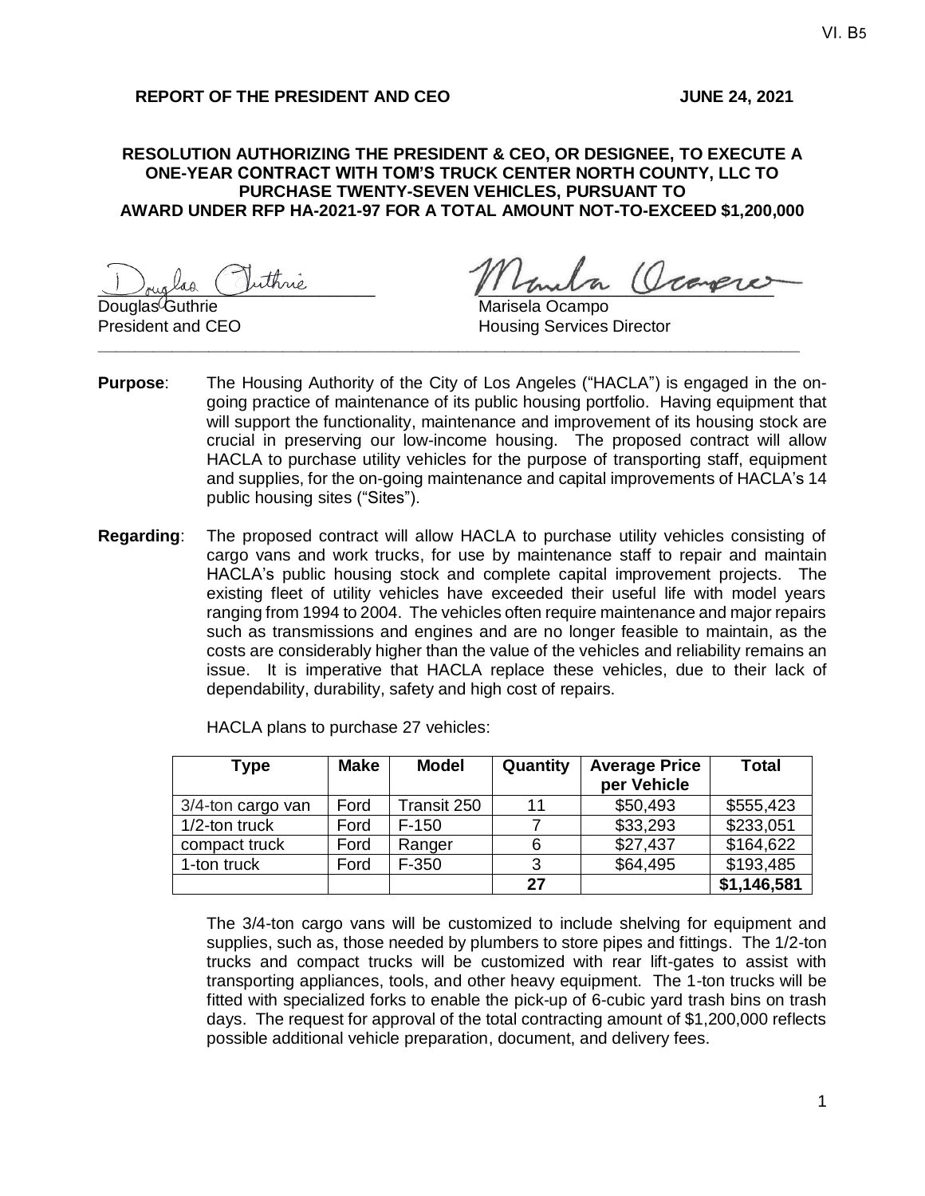VI. B5

**REPORT OF THE PRESIDENT AND CEO** **JUNE 24, 2021**

**RESOLUTION AUTHORIZING THE PRESIDENT & CEO, OR DESIGNEE, TO EXECUTE A ONE-YEAR CONTRACT WITH TOM'S TRUCK CENTER NORTH COUNTY, LLC TO PURCHASE TWENTY-SEVEN VEHICLES, PURSUANT TO AWARD UNDER RFP HA-2021-97 FOR A TOTAL AMOUNT NOT-TO-EXCEED $1,200,000**

Douglas Guthrie
President and CEO

Marisela Ocampo
Housing Services Director

---

**Purpose**: The Housing Authority of the City of Los Angeles ("HACLA") is engaged in the on-going practice of maintenance of its public housing portfolio. Having equipment that will support the functionality, maintenance and improvement of its housing stock are crucial in preserving our low-income housing. The proposed contract will allow HACLA to purchase utility vehicles for the purpose of transporting staff, equipment and supplies, for the on-going maintenance and capital improvements of HACLA's 14 public housing sites ("Sites").

**Regarding**: The proposed contract will allow HACLA to purchase utility vehicles consisting of cargo vans and work trucks, for use by maintenance staff to repair and maintain HACLA's public housing stock and complete capital improvement projects. The existing fleet of utility vehicles have exceeded their useful life with model years ranging from 1994 to 2004. The vehicles often require maintenance and major repairs such as transmissions and engines and are no longer feasible to maintain, as the costs are considerably higher than the value of the vehicles and reliability remains an issue. It is imperative that HACLA replace these vehicles, due to their lack of dependability, durability, safety and high cost of repairs.

HACLA plans to purchase 27 vehicles:

| Type | Make | Model | Quantity | Average Price per Vehicle | Total |
|---|---|---|---|---|---|
| 3/4-ton cargo van | Ford | Transit 250 | 11 | $50,493 | $555,423 |
| 1/2-ton truck | Ford | F-150 | 7 | $33,293 | $233,051 |
| compact truck | Ford | Ranger | 6 | $27,437 | $164,622 |
| 1-ton truck | Ford | F-350 | 3 | $64,495 | $193,485 |
| | | | **27** | | **$1,146,581** |

The 3/4-ton cargo vans will be customized to include shelving for equipment and supplies, such as, those needed by plumbers to store pipes and fittings. The 1/2-ton trucks and compact trucks will be customized with rear lift-gates to assist with transporting appliances, tools, and other heavy equipment. The 1-ton trucks will be fitted with specialized forks to enable the pick-up of 6-cubic yard trash bins on trash days. The request for approval of the total contracting amount of $1,200,000 reflects possible additional vehicle preparation, document, and delivery fees.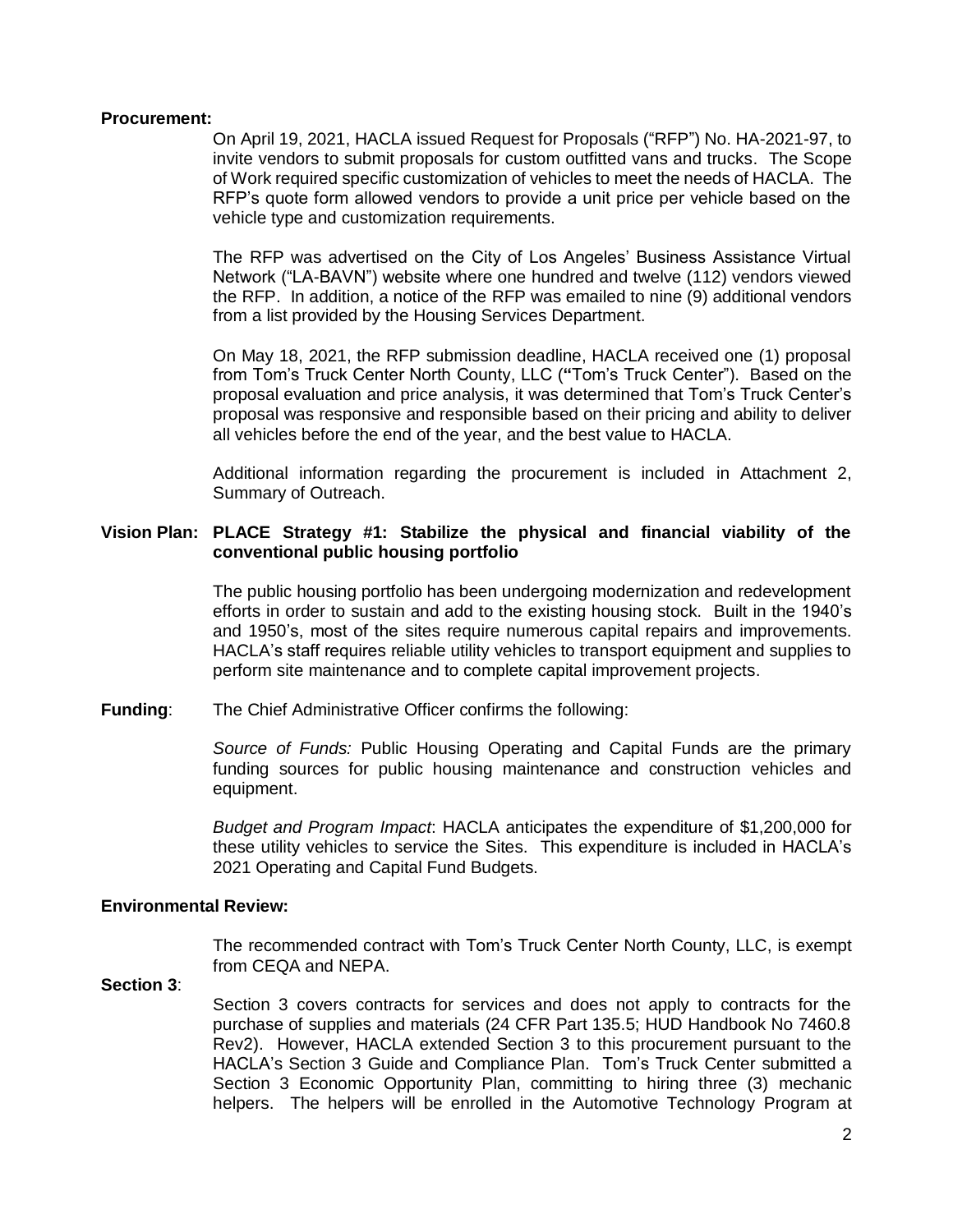**Procurement:**

On April 19, 2021, HACLA issued Request for Proposals ("RFP") No. HA-2021-97, to invite vendors to submit proposals for custom outfitted vans and trucks. The Scope of Work required specific customization of vehicles to meet the needs of HACLA. The RFP's quote form allowed vendors to provide a unit price per vehicle based on the vehicle type and customization requirements.

The RFP was advertised on the City of Los Angeles' Business Assistance Virtual Network ("LA-BAVN") website where one hundred and twelve (112) vendors viewed the RFP. In addition, a notice of the RFP was emailed to nine (9) additional vendors from a list provided by the Housing Services Department.

On May 18, 2021, the RFP submission deadline, HACLA received one (1) proposal from Tom's Truck Center North County, LLC (**"**Tom's Truck Center"). Based on the proposal evaluation and price analysis, it was determined that Tom's Truck Center's proposal was responsive and responsible based on their pricing and ability to deliver all vehicles before the end of the year, and the best value to HACLA.

Additional information regarding the procurement is included in Attachment 2, Summary of Outreach.

**Vision Plan: PLACE Strategy #1: Stabilize the physical and financial viability of the conventional public housing portfolio**

The public housing portfolio has been undergoing modernization and redevelopment efforts in order to sustain and add to the existing housing stock. Built in the 1940's and 1950's, most of the sites require numerous capital repairs and improvements. HACLA's staff requires reliable utility vehicles to transport equipment and supplies to perform site maintenance and to complete capital improvement projects.

**Funding**: The Chief Administrative Officer confirms the following:

*Source of Funds:* Public Housing Operating and Capital Funds are the primary funding sources for public housing maintenance and construction vehicles and equipment.

*Budget and Program Impact*: HACLA anticipates the expenditure of $1,200,000 for these utility vehicles to service the Sites. This expenditure is included in HACLA's 2021 Operating and Capital Fund Budgets.

**Environmental Review:**

The recommended contract with Tom's Truck Center North County, LLC, is exempt from CEQA and NEPA.

**Section 3**:

Section 3 covers contracts for services and does not apply to contracts for the purchase of supplies and materials (24 CFR Part 135.5; HUD Handbook No 7460.8 Rev2). However, HACLA extended Section 3 to this procurement pursuant to the HACLA's Section 3 Guide and Compliance Plan. Tom's Truck Center submitted a Section 3 Economic Opportunity Plan, committing to hiring three (3) mechanic helpers. The helpers will be enrolled in the Automotive Technology Program at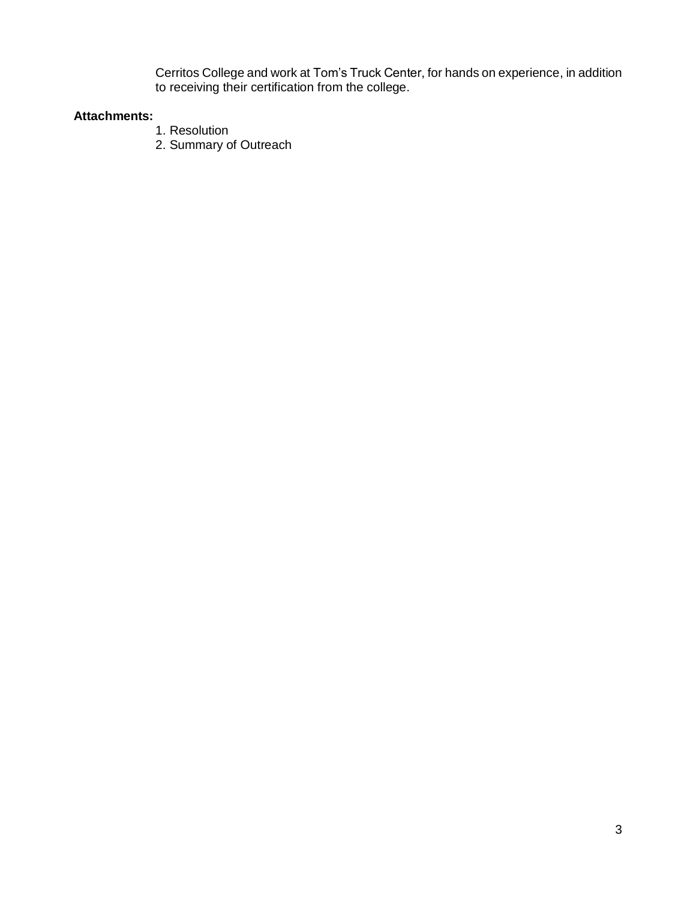Cerritos College and work at Tom's Truck Center, for hands on experience, in addition to receiving their certification from the college.

**Attachments:**

1. Resolution
2. Summary of Outreach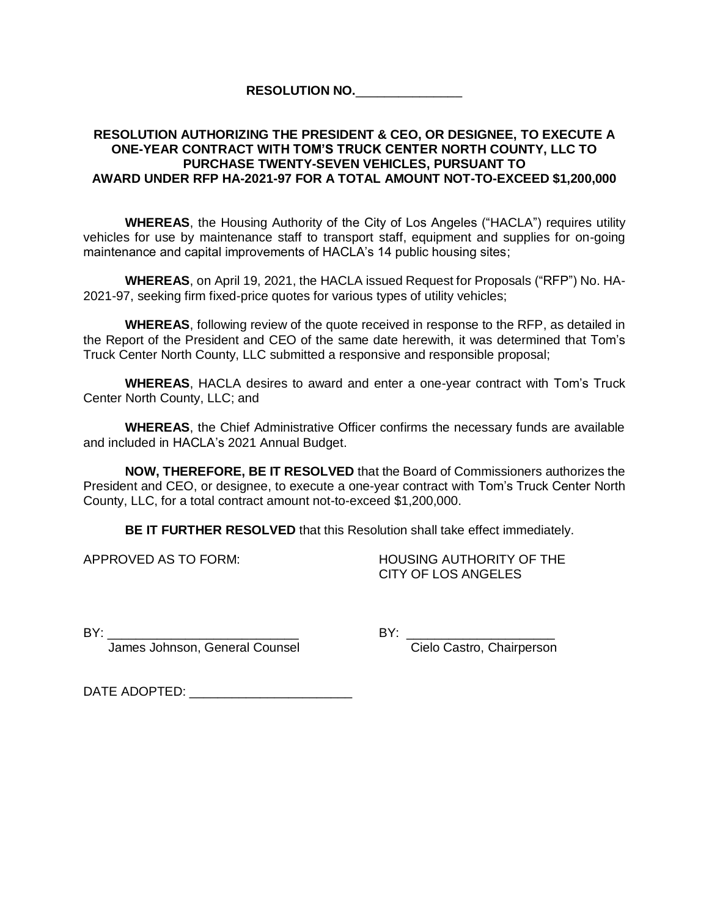**RESOLUTION NO.\_\_\_\_\_\_\_\_\_\_\_\_\_\_\_**

**RESOLUTION AUTHORIZING THE PRESIDENT & CEO, OR DESIGNEE, TO EXECUTE A ONE-YEAR CONTRACT WITH TOM'S TRUCK CENTER NORTH COUNTY, LLC TO PURCHASE TWENTY-SEVEN VEHICLES, PURSUANT TO AWARD UNDER RFP HA-2021-97 FOR A TOTAL AMOUNT NOT-TO-EXCEED $1,200,000**

**WHEREAS**, the Housing Authority of the City of Los Angeles ("HACLA") requires utility vehicles for use by maintenance staff to transport staff, equipment and supplies for on-going maintenance and capital improvements of HACLA's 14 public housing sites;

**WHEREAS**, on April 19, 2021, the HACLA issued Request for Proposals ("RFP") No. HA-2021-97, seeking firm fixed-price quotes for various types of utility vehicles;

**WHEREAS**, following review of the quote received in response to the RFP, as detailed in the Report of the President and CEO of the same date herewith, it was determined that Tom's Truck Center North County, LLC submitted a responsive and responsible proposal;

**WHEREAS**, HACLA desires to award and enter a one-year contract with Tom's Truck Center North County, LLC; and

**WHEREAS**, the Chief Administrative Officer confirms the necessary funds are available and included in HACLA's 2021 Annual Budget.

**NOW, THEREFORE, BE IT RESOLVED** that the Board of Commissioners authorizes the President and CEO, or designee, to execute a one-year contract with Tom's Truck Center North County, LLC, for a total contract amount not-to-exceed $1,200,000.

**BE IT FURTHER RESOLVED** that this Resolution shall take effect immediately.

APPROVED AS TO FORM:

BY: \_\_\_\_\_\_\_\_\_\_\_\_\_\_\_\_\_\_\_\_\_\_\_\_\_\_
James Johnson, General Counsel

HOUSING AUTHORITY OF THE CITY OF LOS ANGELES

BY: \_\_\_\_\_\_\_\_\_\_\_\_\_\_\_\_\_\_\_\_
Cielo Castro, Chairperson

DATE ADOPTED: \_\_\_\_\_\_\_\_\_\_\_\_\_\_\_\_\_\_\_\_\_\_\_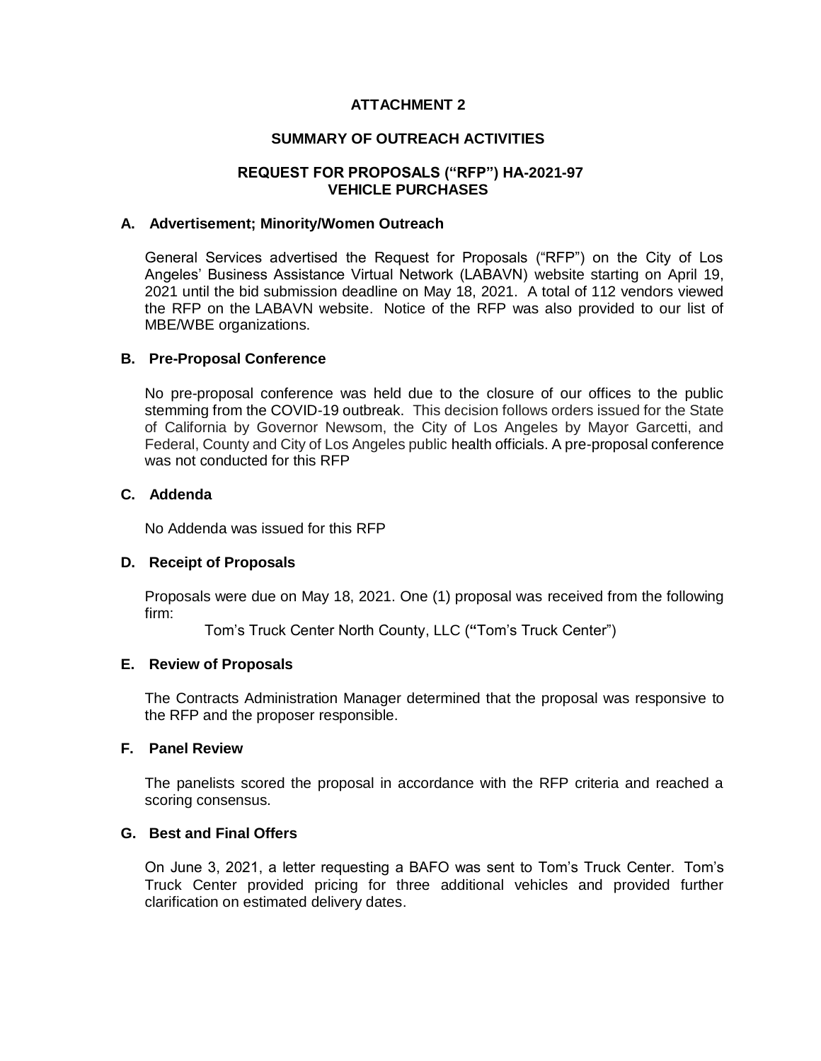# ATTACHMENT 2

## SUMMARY OF OUTREACH ACTIVITIES

## REQUEST FOR PROPOSALS ("RFP") HA-2021-97 VEHICLE PURCHASES

### A. Advertisement; Minority/Women Outreach

General Services advertised the Request for Proposals ("RFP") on the City of Los Angeles' Business Assistance Virtual Network (LABAVN) website starting on April 19, 2021 until the bid submission deadline on May 18, 2021. A total of 112 vendors viewed the RFP on the LABAVN website. Notice of the RFP was also provided to our list of MBE/WBE organizations.

### B. Pre-Proposal Conference

No pre-proposal conference was held due to the closure of our offices to the public stemming from the COVID-19 outbreak. This decision follows orders issued for the State of California by Governor Newsom, the City of Los Angeles by Mayor Garcetti, and Federal, County and City of Los Angeles public health officials. A pre-proposal conference was not conducted for this RFP

### C. Addenda

No Addenda was issued for this RFP

### D. Receipt of Proposals

Proposals were due on May 18, 2021. One (1) proposal was received from the following firm:

Tom's Truck Center North County, LLC ("Tom's Truck Center")

### E. Review of Proposals

The Contracts Administration Manager determined that the proposal was responsive to the RFP and the proposer responsible.

### F. Panel Review

The panelists scored the proposal in accordance with the RFP criteria and reached a scoring consensus.

### G. Best and Final Offers

On June 3, 2021, a letter requesting a BAFO was sent to Tom's Truck Center. Tom's Truck Center provided pricing for three additional vehicles and provided further clarification on estimated delivery dates.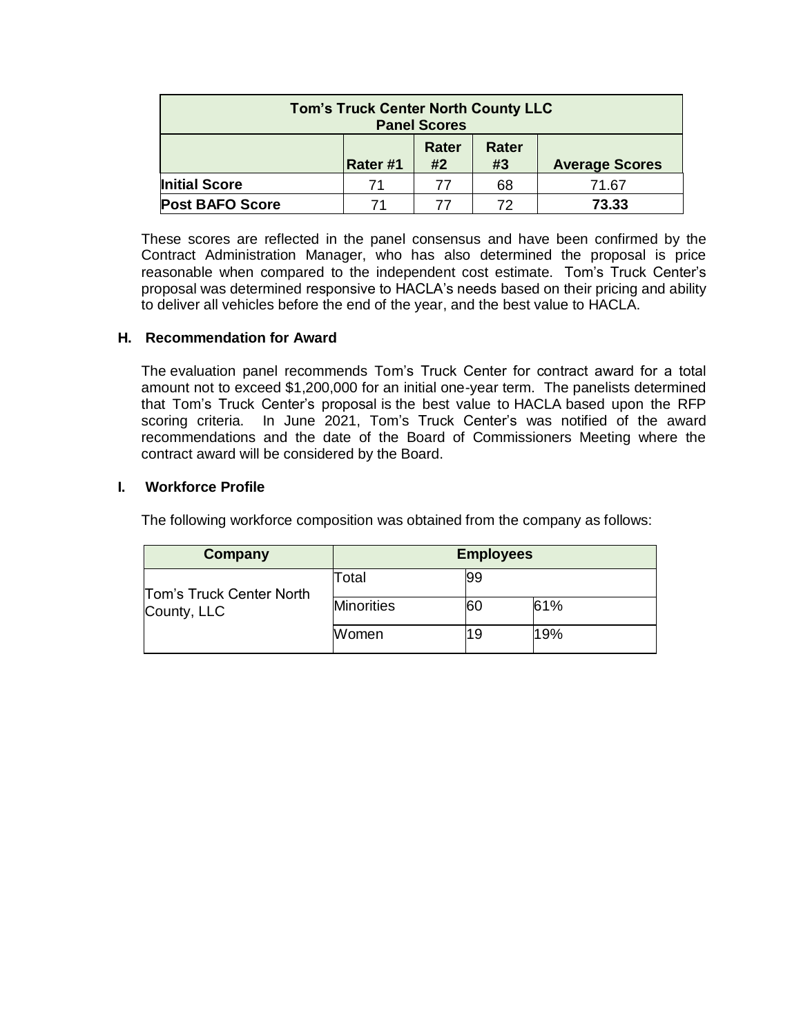| Tom's Truck Center North County LLC Panel Scores | | | | |
|---|---|---|---|---|
| | Rater #1 | Rater #2 | Rater #3 | Average Scores |
| **Initial Score** | 71 | 77 | 68 | 71.67 |
| **Post BAFO Score** | 71 | 77 | 72 | **73.33** |

These scores are reflected in the panel consensus and have been confirmed by the Contract Administration Manager, who has also determined the proposal is price reasonable when compared to the independent cost estimate. Tom's Truck Center's proposal was determined responsive to HACLA's needs based on their pricing and ability to deliver all vehicles before the end of the year, and the best value to HACLA.

### H. Recommendation for Award

The evaluation panel recommends Tom's Truck Center for contract award for a total amount not to exceed $1,200,000 for an initial one-year term. The panelists determined that Tom's Truck Center's proposal is the best value to HACLA based upon the RFP scoring criteria. In June 2021, Tom's Truck Center's was notified of the award recommendations and the date of the Board of Commissioners Meeting where the contract award will be considered by the Board.

### I. Workforce Profile

The following workforce composition was obtained from the company as follows:

| Company | Employees | | |
|---|---|---|---|
| Tom's Truck Center North County, LLC | Total | 99 | |
| | Minorities | 60 | 61% |
| | Women | 19 | 19% |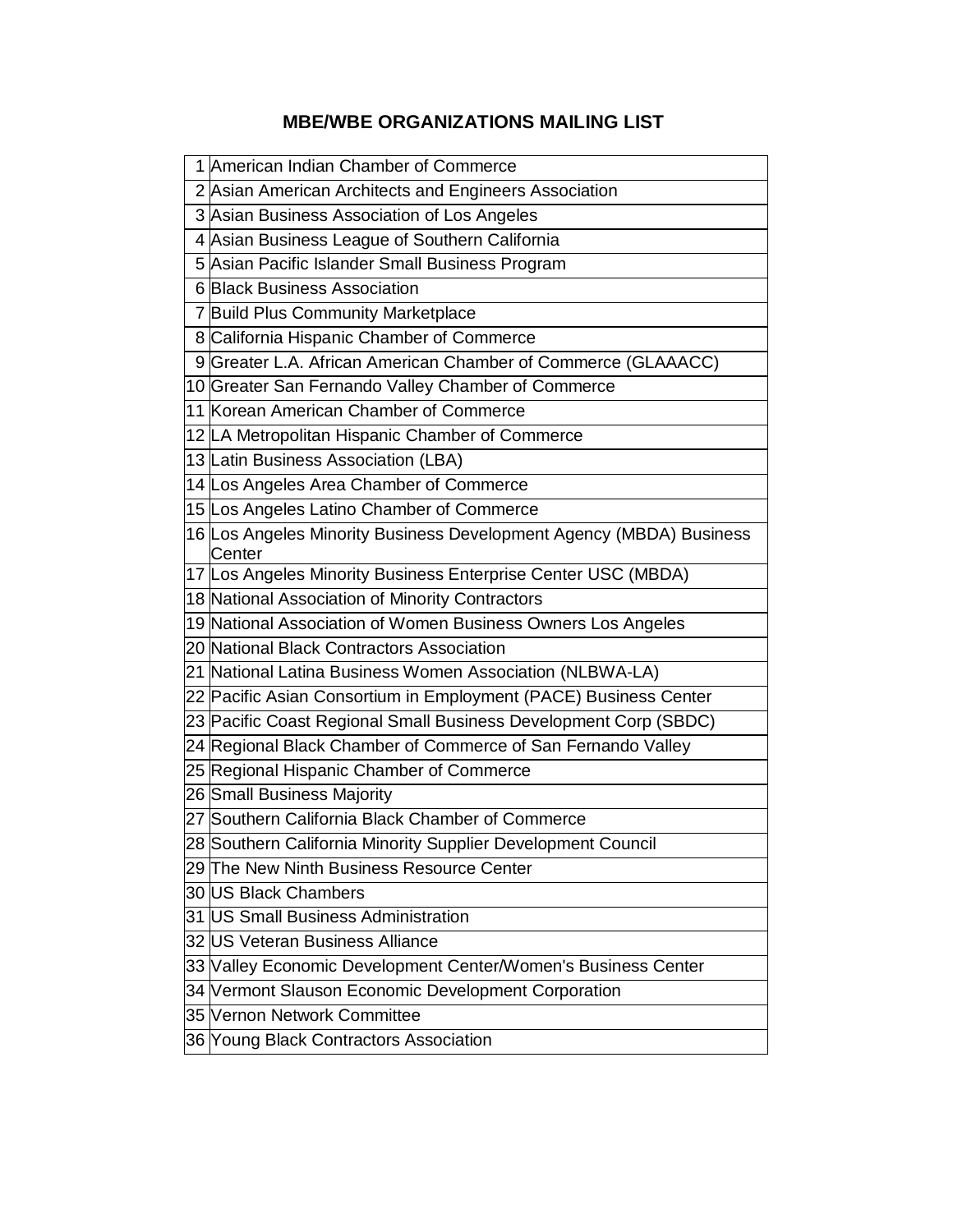# MBE/WBE ORGANIZATIONS MAILING LIST

| | |
|---|---|
| 1 | American Indian Chamber of Commerce |
| 2 | Asian American Architects and Engineers Association |
| 3 | Asian Business Association of Los Angeles |
| 4 | Asian Business League of Southern California |
| 5 | Asian Pacific Islander Small Business Program |
| 6 | Black Business Association |
| 7 | Build Plus Community Marketplace |
| 8 | California Hispanic Chamber of Commerce |
| 9 | Greater L.A. African American Chamber of Commerce (GLAAACC) |
| 10 | Greater San Fernando Valley Chamber of Commerce |
| 11 | Korean American Chamber of Commerce |
| 12 | LA Metropolitan Hispanic Chamber of Commerce |
| 13 | Latin Business Association (LBA) |
| 14 | Los Angeles Area Chamber of Commerce |
| 15 | Los Angeles Latino Chamber of Commerce |
| 16 | Los Angeles Minority Business Development Agency (MBDA) Business Center |
| 17 | Los Angeles Minority Business Enterprise Center USC (MBDA) |
| 18 | National Association of Minority Contractors |
| 19 | National Association of Women Business Owners Los Angeles |
| 20 | National Black Contractors Association |
| 21 | National Latina Business Women Association (NLBWA-LA) |
| 22 | Pacific Asian Consortium in Employment (PACE) Business Center |
| 23 | Pacific Coast Regional Small Business Development Corp (SBDC) |
| 24 | Regional Black Chamber of Commerce of San Fernando Valley |
| 25 | Regional Hispanic Chamber of Commerce |
| 26 | Small Business Majority |
| 27 | Southern California Black Chamber of Commerce |
| 28 | Southern California Minority Supplier Development Council |
| 29 | The New Ninth Business Resource Center |
| 30 | US Black Chambers |
| 31 | US Small Business Administration |
| 32 | US Veteran Business Alliance |
| 33 | Valley Economic Development Center/Women's Business Center |
| 34 | Vermont Slauson Economic Development Corporation |
| 35 | Vernon Network Committee |
| 36 | Young Black Contractors Association |